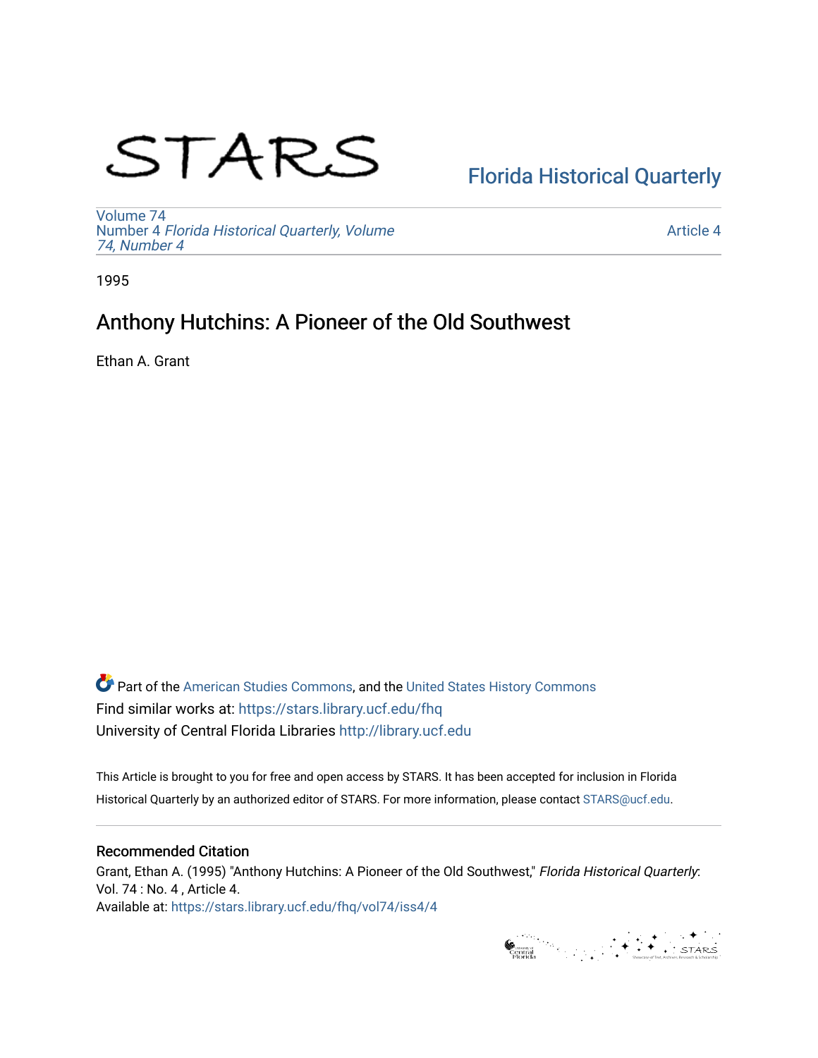# STARS

Florida Historical Quarterly

Volume 74
Number 4 *Florida Historical Quarterly, Volume 74, Number 4*

Article 4

1995

## Anthony Hutchins: A Pioneer of the Old Southwest

Ethan A. Grant

Part of the American Studies Commons, and the United States History Commons
Find similar works at: https://stars.library.ucf.edu/fhq
University of Central Florida Libraries http://library.ucf.edu

This Article is brought to you for free and open access by STARS. It has been accepted for inclusion in Florida Historical Quarterly by an authorized editor of STARS. For more information, please contact STARS@ucf.edu.

### Recommended Citation

Grant, Ethan A. (1995) "Anthony Hutchins: A Pioneer of the Old Southwest," *Florida Historical Quarterly*: Vol. 74 : No. 4 , Article 4.
Available at: https://stars.library.ucf.edu/fhq/vol74/iss4/4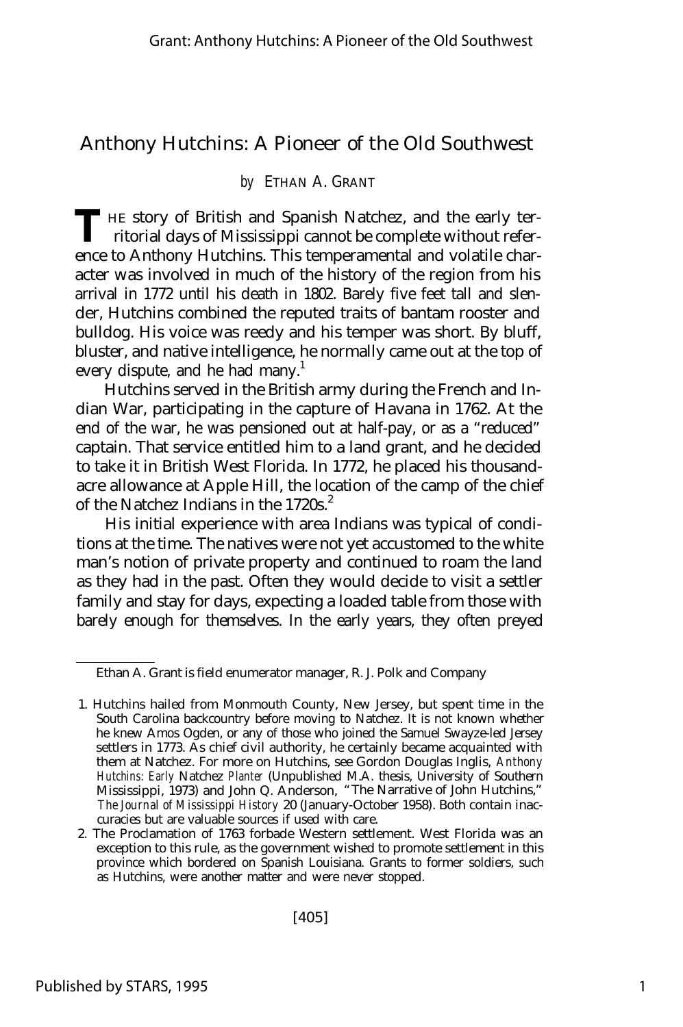# Anthony Hutchins: A Pioneer of the Old Southwest

*by* ETHAN A. GRANT

THE story of British and Spanish Natchez, and the early territorial days of Mississippi cannot be complete without reference to Anthony Hutchins. This temperamental and volatile character was involved in much of the history of the region from his arrival in 1772 until his death in 1802. Barely five feet tall and slender, Hutchins combined the reputed traits of bantam rooster and bulldog. His voice was reedy and his temper was short. By bluff, bluster, and native intelligence, he normally came out at the top of every dispute, and he had many.[1]

Hutchins served in the British army during the French and Indian War, participating in the capture of Havana in 1762. At the end of the war, he was pensioned out at half-pay, or as a "reduced" captain. That service entitled him to a land grant, and he decided to take it in British West Florida. In 1772, he placed his thousand-acre allowance at Apple Hill, the location of the camp of the chief of the Natchez Indians in the 1720s.[2]

His initial experience with area Indians was typical of conditions at the time. The natives were not yet accustomed to the white man's notion of private property and continued to roam the land as they had in the past. Often they would decide to visit a settler family and stay for days, expecting a loaded table from those with barely enough for themselves. In the early years, they often preyed

---

Ethan A. Grant is field enumerator manager, R. J. Polk and Company

1. Hutchins hailed from Monmouth County, New Jersey, but spent time in the South Carolina backcountry before moving to Natchez. It is not known whether he knew Amos Ogden, or any of those who joined the Samuel Swayze-led Jersey settlers in 1773. As chief civil authority, he certainly became acquainted with them at Natchez. For more on Hutchins, see Gordon Douglas Inglis, *Anthony Hutchins: Early Natchez Planter* (Unpublished M.A. thesis, University of Southern Mississippi, 1973) and John Q. Anderson, "The Narrative of John Hutchins," *The Journal of Mississippi History* 20 (January-October 1958). Both contain inaccuracies but are valuable sources if used with care.

2. The Proclamation of 1763 forbade Western settlement. West Florida was an exception to this rule, as the government wished to promote settlement in this province which bordered on Spanish Louisiana. Grants to former soldiers, such as Hutchins, were another matter and were never stopped.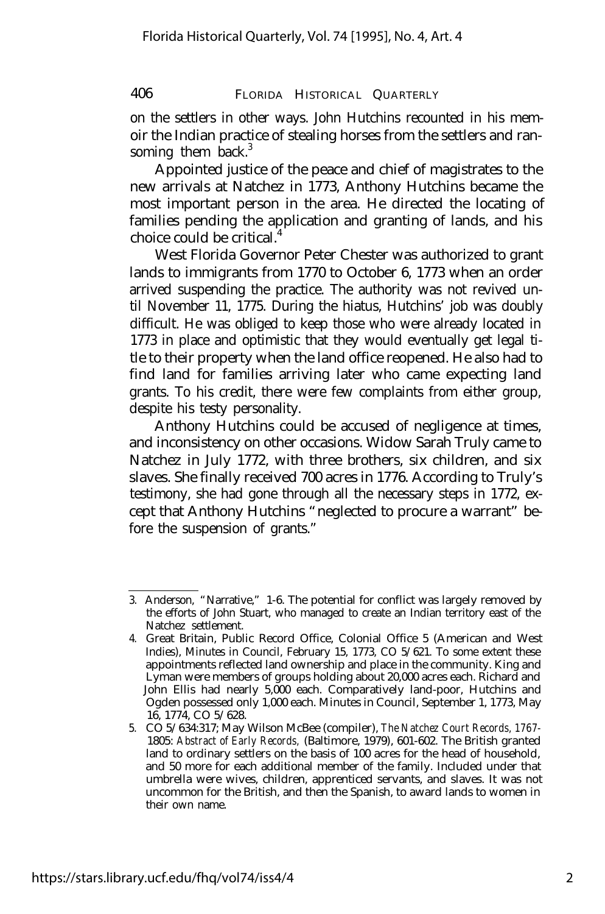on the settlers in other ways. John Hutchins recounted in his memoir the Indian practice of stealing horses from the settlers and ransoming them back.[3]

Appointed justice of the peace and chief of magistrates to the new arrivals at Natchez in 1773, Anthony Hutchins became the most important person in the area. He directed the locating of families pending the application and granting of lands, and his choice could be critical.[4]

West Florida Governor Peter Chester was authorized to grant lands to immigrants from 1770 to October 6, 1773 when an order arrived suspending the practice. The authority was not revived until November 11, 1775. During the hiatus, Hutchins' job was doubly difficult. He was obliged to keep those who were already located in 1773 in place and optimistic that they would eventually get legal title to their property when the land office reopened. He also had to find land for families arriving later who came expecting land grants. To his credit, there were few complaints from either group, despite his testy personality.

Anthony Hutchins could be accused of negligence at times, and inconsistency on other occasions. Widow Sarah Truly came to Natchez in July 1772, with three brothers, six children, and six slaves. She finally received 700 acres in 1776. According to Truly's testimony, she had gone through all the necessary steps in 1772, except that Anthony Hutchins "neglected to procure a warrant" before the suspension of grants."

---

3. Anderson, "Narrative," 1-6. The potential for conflict was largely removed by the efforts of John Stuart, who managed to create an Indian territory east of the Natchez settlement.

4. Great Britain, Public Record Office, Colonial Office 5 (American and West Indies), Minutes in Council, February 15, 1773, CO 5/621. To some extent these appointments reflected land ownership and place in the community. King and Lyman were members of groups holding about 20,000 acres each. Richard and John Ellis had nearly 5,000 each. Comparatively land-poor, Hutchins and Ogden possessed only 1,000 each. Minutes in Council, September 1, 1773, May 16, 1774, CO 5/628.

5. CO 5/634:317; May Wilson McBee (compiler), *The Natchez Court Records, 1767-1805: Abstract of Early Records,* (Baltimore, 1979), 601-602. The British granted land to ordinary settlers on the basis of 100 acres for the head of household, and 50 more for each additional member of the family. Included under that umbrella were wives, children, apprenticed servants, and slaves. It was not uncommon for the British, and then the Spanish, to award lands to women in their own name.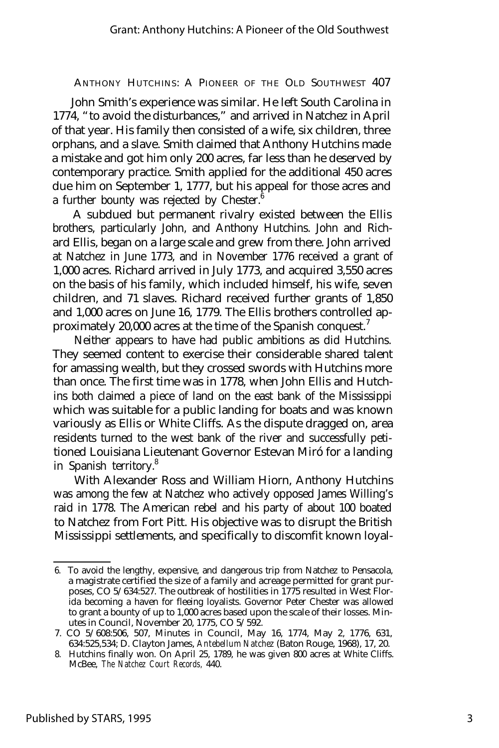John Smith's experience was similar. He left South Carolina in 1774, "to avoid the disturbances," and arrived in Natchez in April of that year. His family then consisted of a wife, six children, three orphans, and a slave. Smith claimed that Anthony Hutchins made a mistake and got him only 200 acres, far less than he deserved by contemporary practice. Smith applied for the additional 450 acres due him on September 1, 1777, but his appeal for those acres and a further bounty was rejected by Chester.[6]

A subdued but permanent rivalry existed between the Ellis brothers, particularly John, and Anthony Hutchins. John and Richard Ellis, began on a large scale and grew from there. John arrived at Natchez in June 1773, and in November 1776 received a grant of 1,000 acres. Richard arrived in July 1773, and acquired 3,550 acres on the basis of his family, which included himself, his wife, seven children, and 71 slaves. Richard received further grants of 1,850 and 1,000 acres on June 16, 1779. The Ellis brothers controlled approximately 20,000 acres at the time of the Spanish conquest.[7]

Neither appears to have had public ambitions as did Hutchins. They seemed content to exercise their considerable shared talent for amassing wealth, but they crossed swords with Hutchins more than once. The first time was in 1778, when John Ellis and Hutchins both claimed a piece of land on the east bank of the Mississippi which was suitable for a public landing for boats and was known variously as Ellis or White Cliffs. As the dispute dragged on, area residents turned to the west bank of the river and successfully petitioned Louisiana Lieutenant Governor Estevan Miró for a landing in Spanish territory.[8]

With Alexander Ross and William Hiorn, Anthony Hutchins was among the few at Natchez who actively opposed James Willing's raid in 1778. The American rebel and his party of about 100 boated to Natchez from Fort Pitt. His objective was to disrupt the British Mississippi settlements, and specifically to discomfit known loyal-

---

6. To avoid the lengthy, expensive, and dangerous trip from Natchez to Pensacola, a magistrate certified the size of a family and acreage permitted for grant purposes, CO 5/634:527. The outbreak of hostilities in 1775 resulted in West Florida becoming a haven for fleeing loyalists. Governor Peter Chester was allowed to grant a bounty of up to 1,000 acres based upon the scale of their losses. Minutes in Council, November 20, 1775, CO 5/592.

7. CO 5/608:506, 507, Minutes in Council, May 16, 1774, May 2, 1776, 631, 634:525,534; D. Clayton James, *Antebellum Natchez* (Baton Rouge, 1968), 17, 20.

8. Hutchins finally won. On April 25, 1789, he was given 800 acres at White Cliffs. McBee, *The Natchez Court Records,* 440.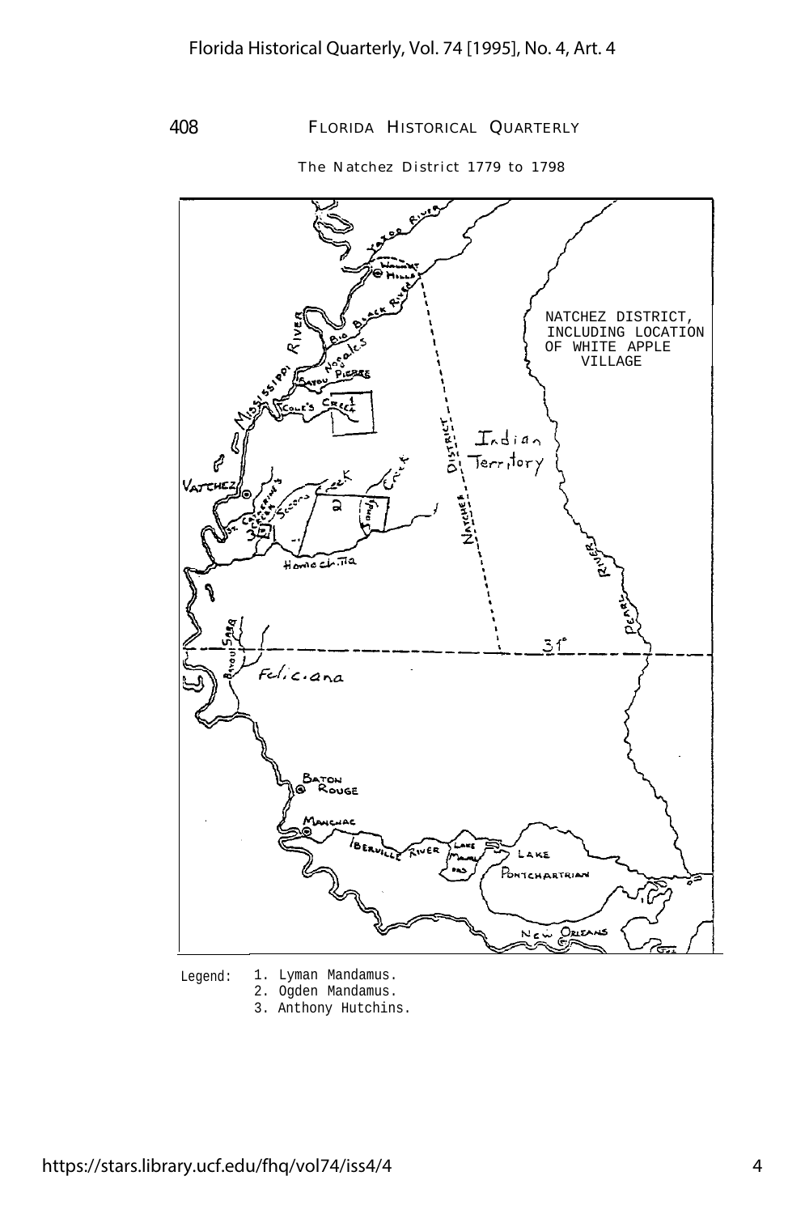The Natchez District 1779 to 1798

NATCHEZ DISTRICT, INCLUDING LOCATION OF WHITE APPLE VILLAGE

Legend:
1. Lyman Mandamus.
2. Ogden Mandamus.
3. Anthony Hutchins.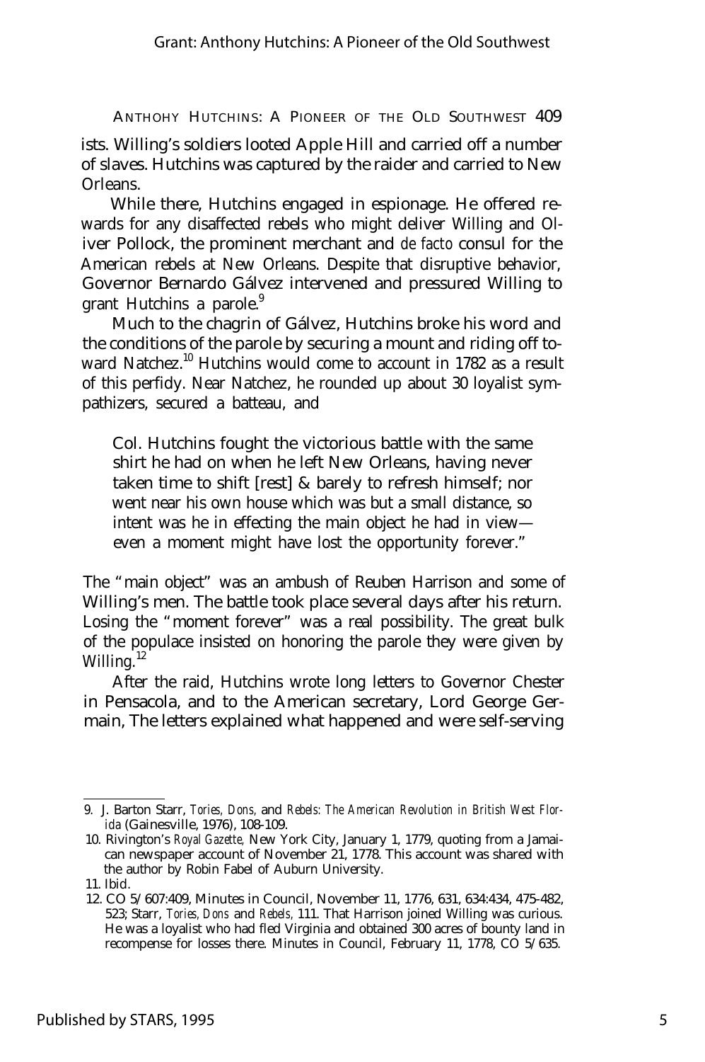ists. Willing's soldiers looted Apple Hill and carried off a number of slaves. Hutchins was captured by the raider and carried to New Orleans.

While there, Hutchins engaged in espionage. He offered rewards for any disaffected rebels who might deliver Willing and Oliver Pollock, the prominent merchant and *de facto* consul for the American rebels at New Orleans. Despite that disruptive behavior, Governor Bernardo Gálvez intervened and pressured Willing to grant Hutchins a parole.[9]

Much to the chagrin of Gálvez, Hutchins broke his word and the conditions of the parole by securing a mount and riding off toward Natchez.[10] Hutchins would come to account in 1782 as a result of this perfidy. Near Natchez, he rounded up about 30 loyalist sympathizers, secured a batteau, and

> Col. Hutchins fought the victorious battle with the same shirt he had on when he left New Orleans, having never taken time to shift [rest] & barely to refresh himself; nor went near his own house which was but a small distance, so intent was he in effecting the main object he had in view—even a moment might have lost the opportunity forever."

The "main object" was an ambush of Reuben Harrison and some of Willing's men. The battle took place several days after his return. Losing the "moment forever" was a real possibility. The great bulk of the populace insisted on honoring the parole they were given by Willing.[12]

After the raid, Hutchins wrote long letters to Governor Chester in Pensacola, and to the American secretary, Lord George Germain, The letters explained what happened and were self-serving

---

9. J. Barton Starr, *Tories, Dons,* and *Rebels: The American Revolution in British West Florida* (Gainesville, 1976), 108-109.
10. Rivington's *Royal Gazette,* New York City, January 1, 1779, quoting from a Jamaican newspaper account of November 21, 1778. This account was shared with the author by Robin Fabel of Auburn University.
11. Ibid.
12. CO 5/607:409, Minutes in Council, November 11, 1776, 631, 634:434, 475-482, 523; Starr, *Tories, Dons* and *Rebels,* 111. That Harrison joined Willing was curious. He was a loyalist who had fled Virginia and obtained 300 acres of bounty land in recompense for losses there. Minutes in Council, February 11, 1778, CO 5/635.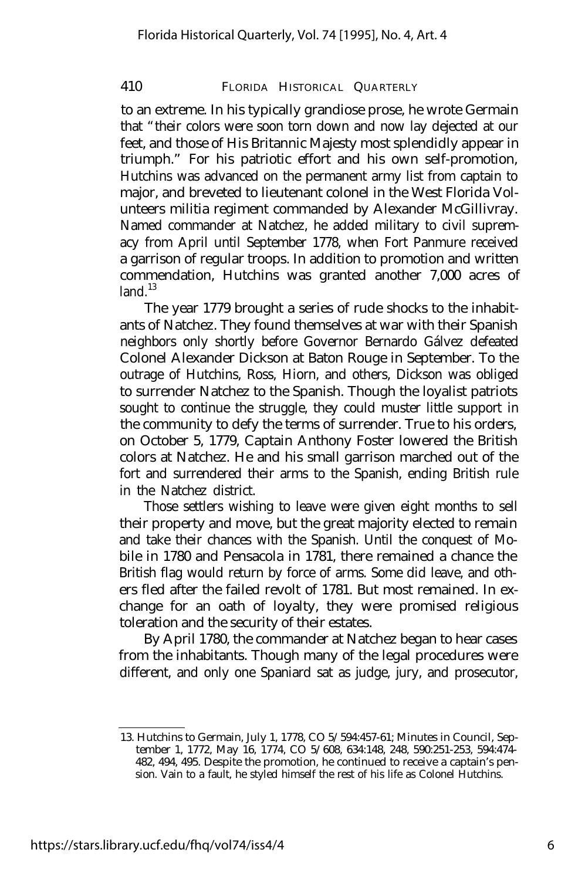to an extreme. In his typically grandiose prose, he wrote Germain that "their colors were soon torn down and now lay dejected at our feet, and those of His Britannic Majesty most splendidly appear in triumph." For his patriotic effort and his own self-promotion, Hutchins was advanced on the permanent army list from captain to major, and breveted to lieutenant colonel in the West Florida Volunteers militia regiment commanded by Alexander McGillivray. Named commander at Natchez, he added military to civil supremacy from April until September 1778, when Fort Panmure received a garrison of regular troops. In addition to promotion and written commendation, Hutchins was granted another 7,000 acres of land.[13]

The year 1779 brought a series of rude shocks to the inhabitants of Natchez. They found themselves at war with their Spanish neighbors only shortly before Governor Bernardo Gálvez defeated Colonel Alexander Dickson at Baton Rouge in September. To the outrage of Hutchins, Ross, Hiorn, and others, Dickson was obliged to surrender Natchez to the Spanish. Though the loyalist patriots sought to continue the struggle, they could muster little support in the community to defy the terms of surrender. True to his orders, on October 5, 1779, Captain Anthony Foster lowered the British colors at Natchez. He and his small garrison marched out of the fort and surrendered their arms to the Spanish, ending British rule in the Natchez district.

Those settlers wishing to leave were given eight months to sell their property and move, but the great majority elected to remain and take their chances with the Spanish. Until the conquest of Mobile in 1780 and Pensacola in 1781, there remained a chance the British flag would return by force of arms. Some did leave, and others fled after the failed revolt of 1781. But most remained. In exchange for an oath of loyalty, they were promised religious toleration and the security of their estates.

By April 1780, the commander at Natchez began to hear cases from the inhabitants. Though many of the legal procedures were different, and only one Spaniard sat as judge, jury, and prosecutor,

---

13. Hutchins to Germain, July 1, 1778, CO 5/594:457-61; Minutes in Council, September 1, 1772, May 16, 1774, CO 5/608, 634:148, 248, 590:251-253, 594:474-482, 494, 495. Despite the promotion, he continued to receive a captain's pension. Vain to a fault, he styled himself the rest of his life as Colonel Hutchins.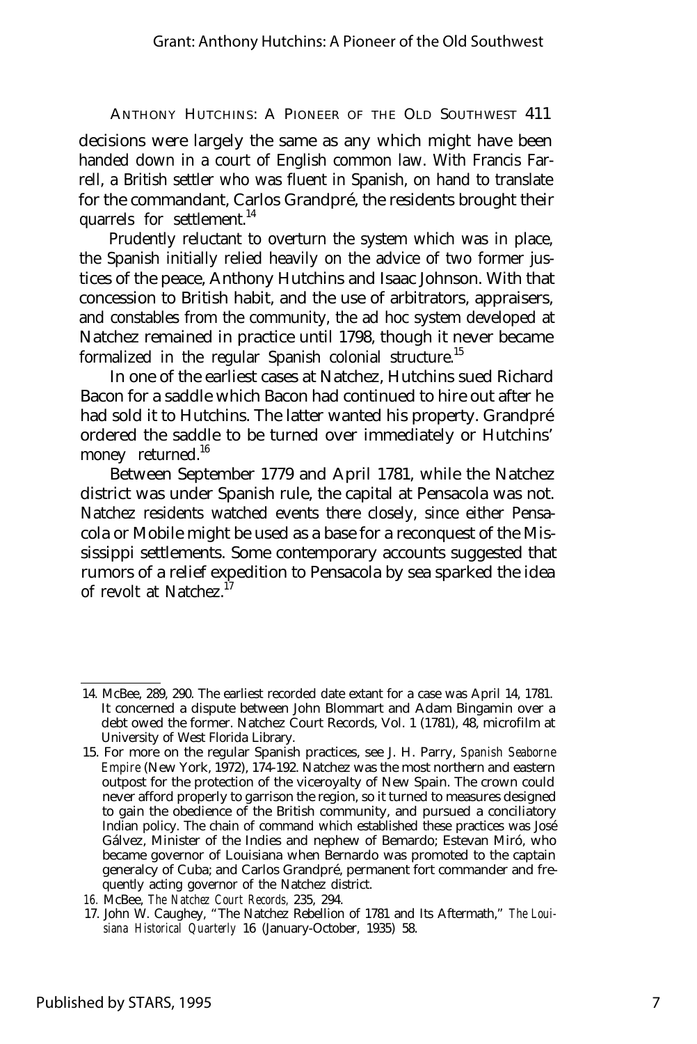decisions were largely the same as any which might have been handed down in a court of English common law. With Francis Farrell, a British settler who was fluent in Spanish, on hand to translate for the commandant, Carlos Grandpré, the residents brought their quarrels for settlement.[14]

Prudently reluctant to overturn the system which was in place, the Spanish initially relied heavily on the advice of two former justices of the peace, Anthony Hutchins and Isaac Johnson. With that concession to British habit, and the use of arbitrators, appraisers, and constables from the community, the ad hoc system developed at Natchez remained in practice until 1798, though it never became formalized in the regular Spanish colonial structure.[15]

In one of the earliest cases at Natchez, Hutchins sued Richard Bacon for a saddle which Bacon had continued to hire out after he had sold it to Hutchins. The latter wanted his property. Grandpré ordered the saddle to be turned over immediately or Hutchins' money returned.[16]

Between September 1779 and April 1781, while the Natchez district was under Spanish rule, the capital at Pensacola was not. Natchez residents watched events there closely, since either Pensacola or Mobile might be used as a base for a reconquest of the Mississippi settlements. Some contemporary accounts suggested that rumors of a relief expedition to Pensacola by sea sparked the idea of revolt at Natchez.[17]

---

14. McBee, 289, 290. The earliest recorded date extant for a case was April 14, 1781. It concerned a dispute between John Blommart and Adam Bingamin over a debt owed the former. Natchez Court Records, Vol. 1 (1781), 48, microfilm at University of West Florida Library.

15. For more on the regular Spanish practices, see J. H. Parry, *Spanish Seaborne Empire* (New York, 1972), 174-192. Natchez was the most northern and eastern outpost for the protection of the viceroyalty of New Spain. The crown could never afford properly to garrison the region, so it turned to measures designed to gain the obedience of the British community, and pursued a conciliatory Indian policy. The chain of command which established these practices was José Gálvez, Minister of the Indies and nephew of Bemardo; Estevan Miró, who became governor of Louisiana when Bernardo was promoted to the captain generalcy of Cuba; and Carlos Grandpré, permanent fort commander and frequently acting governor of the Natchez district.

16. McBee, *The Natchez Court Records,* 235, 294.

17. John W. Caughey, "The Natchez Rebellion of 1781 and Its Aftermath," *The Louisiana Historical Quarterly* 16 (January-October, 1935) 58.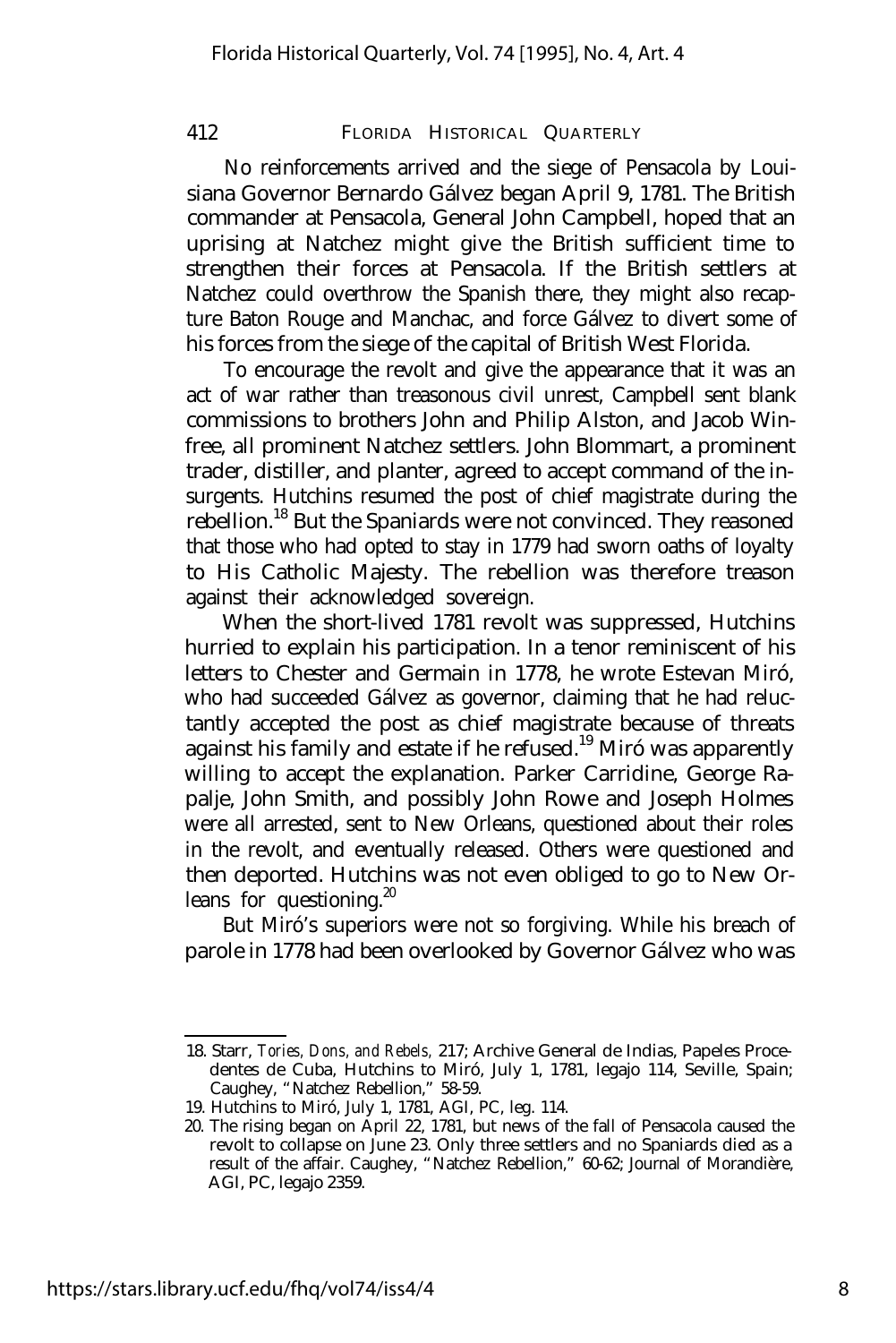No reinforcements arrived and the siege of Pensacola by Louisiana Governor Bernardo Gálvez began April 9, 1781. The British commander at Pensacola, General John Campbell, hoped that an uprising at Natchez might give the British sufficient time to strengthen their forces at Pensacola. If the British settlers at Natchez could overthrow the Spanish there, they might also recapture Baton Rouge and Manchac, and force Gálvez to divert some of his forces from the siege of the capital of British West Florida.

To encourage the revolt and give the appearance that it was an act of war rather than treasonous civil unrest, Campbell sent blank commissions to brothers John and Philip Alston, and Jacob Winfree, all prominent Natchez settlers. John Blommart, a prominent trader, distiller, and planter, agreed to accept command of the insurgents. Hutchins resumed the post of chief magistrate during the rebellion.[18] But the Spaniards were not convinced. They reasoned that those who had opted to stay in 1779 had sworn oaths of loyalty to His Catholic Majesty. The rebellion was therefore treason against their acknowledged sovereign.

When the short-lived 1781 revolt was suppressed, Hutchins hurried to explain his participation. In a tenor reminiscent of his letters to Chester and Germain in 1778, he wrote Estevan Miró, who had succeeded Gálvez as governor, claiming that he had reluctantly accepted the post as chief magistrate because of threats against his family and estate if he refused.[19] Miró was apparently willing to accept the explanation. Parker Carridine, George Rapalje, John Smith, and possibly John Rowe and Joseph Holmes were all arrested, sent to New Orleans, questioned about their roles in the revolt, and eventually released. Others were questioned and then deported. Hutchins was not even obliged to go to New Orleans for questioning.[20]

But Miró's superiors were not so forgiving. While his breach of parole in 1778 had been overlooked by Governor Gálvez who was

18. Starr, *Tories, Dons, and Rebels,* 217; Archive General de Indias, Papeles Procedentes de Cuba, Hutchins to Miró, July 1, 1781, legajo 114, Seville, Spain; Caughey, "Natchez Rebellion," 58-59.

19. Hutchins to Miró, July 1, 1781, AGI, PC, leg. 114.

20. The rising began on April 22, 1781, but news of the fall of Pensacola caused the revolt to collapse on June 23. Only three settlers and no Spaniards died as a result of the affair. Caughey, "Natchez Rebellion," 60-62; Journal of Morandière, AGI, PC, legajo 2359.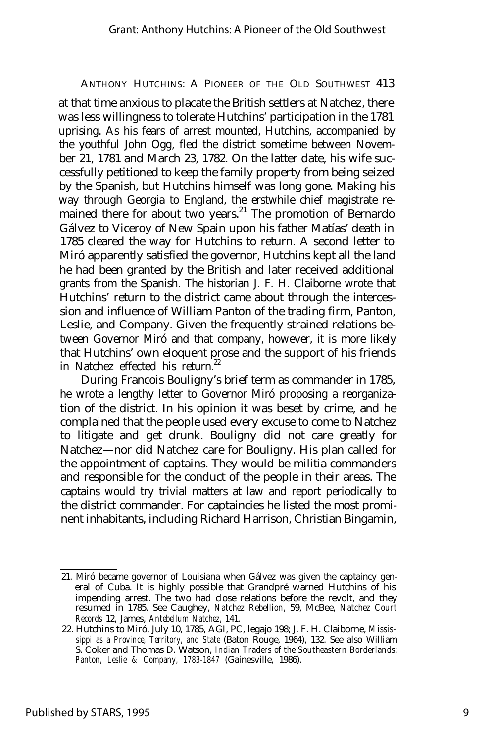at that time anxious to placate the British settlers at Natchez, there was less willingness to tolerate Hutchins' participation in the 1781 uprising. As his fears of arrest mounted, Hutchins, accompanied by the youthful John Ogg, fled the district sometime between November 21, 1781 and March 23, 1782. On the latter date, his wife successfully petitioned to keep the family property from being seized by the Spanish, but Hutchins himself was long gone. Making his way through Georgia to England, the erstwhile chief magistrate remained there for about two years.[21] The promotion of Bernardo Gálvez to Viceroy of New Spain upon his father Matías' death in 1785 cleared the way for Hutchins to return. A second letter to Miró apparently satisfied the governor, Hutchins kept all the land he had been granted by the British and later received additional grants from the Spanish. The historian J. F. H. Claiborne wrote that Hutchins' return to the district came about through the intercession and influence of William Panton of the trading firm, Panton, Leslie, and Company. Given the frequently strained relations between Governor Miró and that company, however, it is more likely that Hutchins' own eloquent prose and the support of his friends in Natchez effected his return.[22]

During Francois Bouligny's brief term as commander in 1785, he wrote a lengthy letter to Governor Miró proposing a reorganization of the district. In his opinion it was beset by crime, and he complained that the people used every excuse to come to Natchez to litigate and get drunk. Bouligny did not care greatly for Natchez—nor did Natchez care for Bouligny. His plan called for the appointment of captains. They would be militia commanders and responsible for the conduct of the people in their areas. The captains would try trivial matters at law and report periodically to the district commander. For captaincies he listed the most prominent inhabitants, including Richard Harrison, Christian Bingamin,

---

21. Miró became governor of Louisiana when Gálvez was given the captaincy general of Cuba. It is highly possible that Grandpré warned Hutchins of his impending arrest. The two had close relations before the revolt, and they resumed in 1785. See Caughey, *Natchez Rebellion,* 59, McBee, *Natchez Court Records* 12, James, *Antebellum Natchez,* 141.

22. Hutchins to Miró, July 10, 1785, AGI, PC, legajo 198; J. F. H. Claiborne, *Mississippi as a Province, Territory, and State* (Baton Rouge, 1964), 132. See also William S. Coker and Thomas D. Watson, *Indian Traders of the Southeastern Borderlands: Panton, Leslie & Company, 1783-1847* (Gainesville, 1986).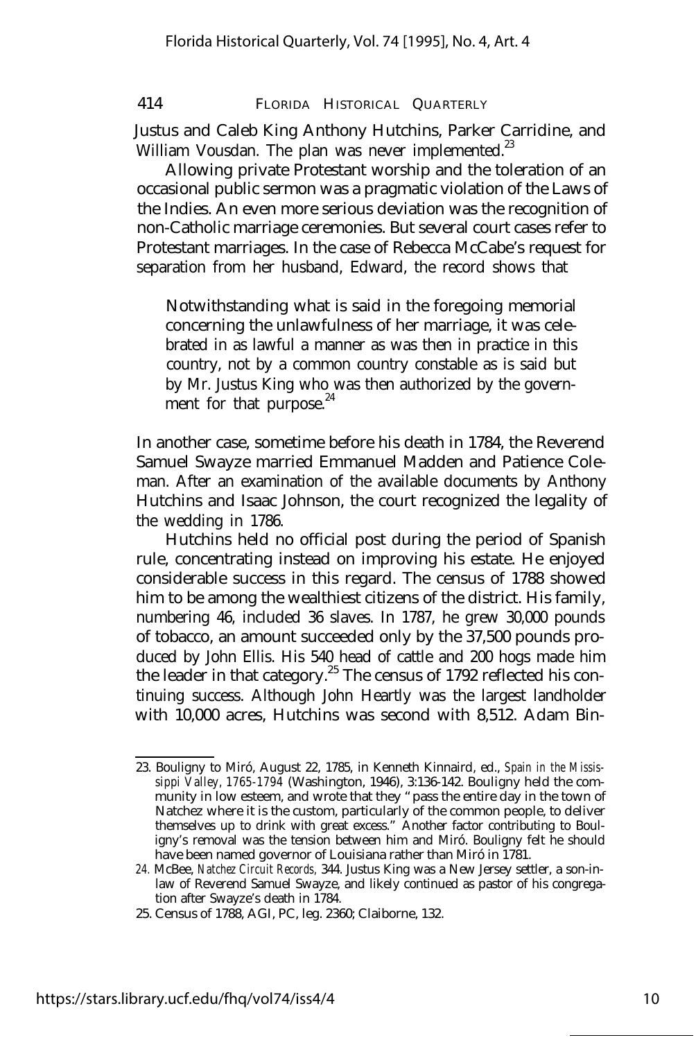Justus and Caleb King Anthony Hutchins, Parker Carridine, and William Vousdan. The plan was never implemented.[23]

Allowing private Protestant worship and the toleration of an occasional public sermon was a pragmatic violation of the Laws of the Indies. An even more serious deviation was the recognition of non-Catholic marriage ceremonies. But several court cases refer to Protestant marriages. In the case of Rebecca McCabe's request for separation from her husband, Edward, the record shows that

> Notwithstanding what is said in the foregoing memorial concerning the unlawfulness of her marriage, it was celebrated in as lawful a manner as was then in practice in this country, not by a common country constable as is said but by Mr. Justus King who was then authorized by the government for that purpose.[24]

In another case, sometime before his death in 1784, the Reverend Samuel Swayze married Emmanuel Madden and Patience Coleman. After an examination of the available documents by Anthony Hutchins and Isaac Johnson, the court recognized the legality of the wedding in 1786.

Hutchins held no official post during the period of Spanish rule, concentrating instead on improving his estate. He enjoyed considerable success in this regard. The census of 1788 showed him to be among the wealthiest citizens of the district. His family, numbering 46, included 36 slaves. In 1787, he grew 30,000 pounds of tobacco, an amount succeeded only by the 37,500 pounds produced by John Ellis. His 540 head of cattle and 200 hogs made him the leader in that category.[25] The census of 1792 reflected his continuing success. Although John Heartly was the largest landholder with 10,000 acres, Hutchins was second with 8,512. Adam Bin-

---

23. Bouligny to Miró, August 22, 1785, in Kenneth Kinnaird, ed., *Spain in the Mississippi Valley, 1765-1794* (Washington, 1946), 3:136-142. Bouligny held the community in low esteem, and wrote that they "pass the entire day in the town of Natchez where it is the custom, particularly of the common people, to deliver themselves up to drink with great excess." Another factor contributing to Bouligny's removal was the tension between him and Miró. Bouligny felt he should have been named governor of Louisiana rather than Miró in 1781.

24. McBee, *Natchez Circuit Records,* 344. Justus King was a New Jersey settler, a son-in-law of Reverend Samuel Swayze, and likely continued as pastor of his congregation after Swayze's death in 1784.

25. Census of 1788, AGI, PC, leg. 2360; Claiborne, 132.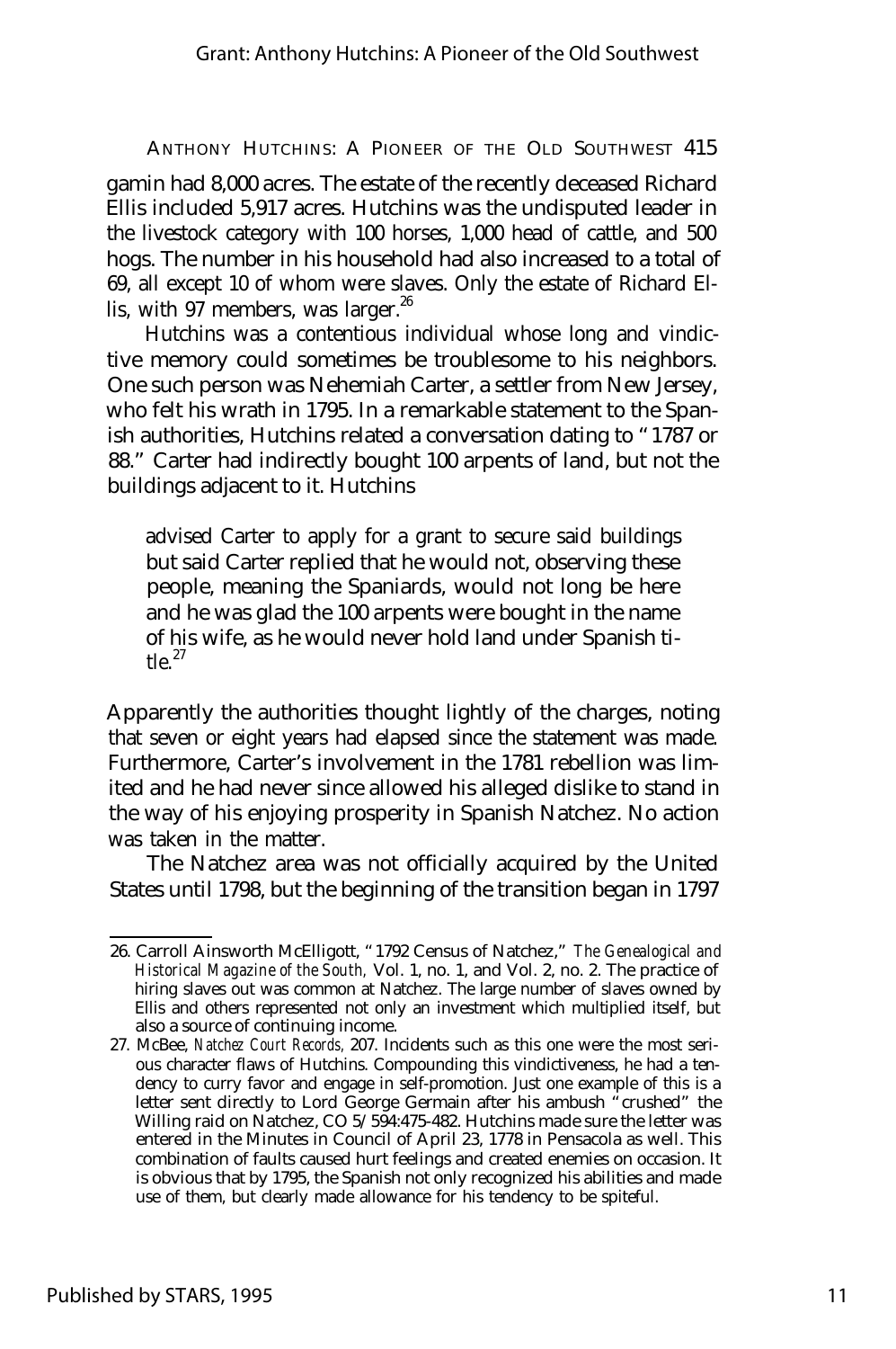gamin had 8,000 acres. The estate of the recently deceased Richard Ellis included 5,917 acres. Hutchins was the undisputed leader in the livestock category with 100 horses, 1,000 head of cattle, and 500 hogs. The number in his household had also increased to a total of 69, all except 10 of whom were slaves. Only the estate of Richard Ellis, with 97 members, was larger.[26]

Hutchins was a contentious individual whose long and vindictive memory could sometimes be troublesome to his neighbors. One such person was Nehemiah Carter, a settler from New Jersey, who felt his wrath in 1795. In a remarkable statement to the Spanish authorities, Hutchins related a conversation dating to "1787 or 88." Carter had indirectly bought 100 arpents of land, but not the buildings adjacent to it. Hutchins

> advised Carter to apply for a grant to secure said buildings but said Carter replied that he would not, observing these people, meaning the Spaniards, would not long be here and he was glad the 100 arpents were bought in the name of his wife, as he would never hold land under Spanish title.[27]

Apparently the authorities thought lightly of the charges, noting that seven or eight years had elapsed since the statement was made. Furthermore, Carter's involvement in the 1781 rebellion was limited and he had never since allowed his alleged dislike to stand in the way of his enjoying prosperity in Spanish Natchez. No action was taken in the matter.

The Natchez area was not officially acquired by the United States until 1798, but the beginning of the transition began in 1797

---

26. Carroll Ainsworth McElligott, "1792 Census of Natchez," *The Genealogical and Historical Magazine of the South*, Vol. 1, no. 1, and Vol. 2, no. 2. The practice of hiring slaves out was common at Natchez. The large number of slaves owned by Ellis and others represented not only an investment which multiplied itself, but also a source of continuing income.

27. McBee, *Natchez Court Records*, 207. Incidents such as this one were the most serious character flaws of Hutchins. Compounding this vindictiveness, he had a tendency to curry favor and engage in self-promotion. Just one example of this is a letter sent directly to Lord George Germain after his ambush "crushed" the Willing raid on Natchez, CO 5/594:475-482. Hutchins made sure the letter was entered in the Minutes in Council of April 23, 1778 in Pensacola as well. This combination of faults caused hurt feelings and created enemies on occasion. It is obvious that by 1795, the Spanish not only recognized his abilities and made use of them, but clearly made allowance for his tendency to be spiteful.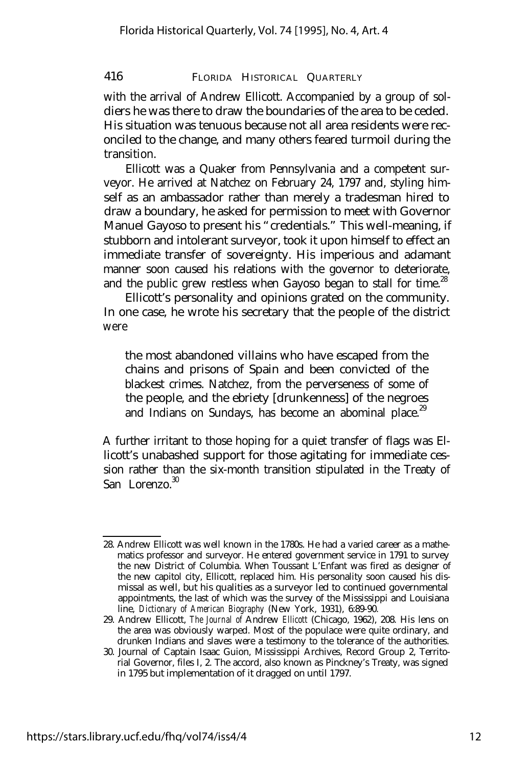with the arrival of Andrew Ellicott. Accompanied by a group of soldiers he was there to draw the boundaries of the area to be ceded. His situation was tenuous because not all area residents were reconciled to the change, and many others feared turmoil during the transition.

Ellicott was a Quaker from Pennsylvania and a competent surveyor. He arrived at Natchez on February 24, 1797 and, styling himself as an ambassador rather than merely a tradesman hired to draw a boundary, he asked for permission to meet with Governor Manuel Gayoso to present his "credentials." This well-meaning, if stubborn and intolerant surveyor, took it upon himself to effect an immediate transfer of sovereignty. His imperious and adamant manner soon caused his relations with the governor to deteriorate, and the public grew restless when Gayoso began to stall for time.[28]

Ellicott's personality and opinions grated on the community. In one case, he wrote his secretary that the people of the district were

> the most abandoned villains who have escaped from the chains and prisons of Spain and been convicted of the blackest crimes. Natchez, from the perverseness of some of the people, and the ebriety [drunkenness] of the negroes and Indians on Sundays, has become an abominal place.[29]

A further irritant to those hoping for a quiet transfer of flags was Ellicott's unabashed support for those agitating for immediate cession rather than the six-month transition stipulated in the Treaty of San Lorenzo.[30]

---

28. Andrew Ellicott was well known in the 1780s. He had a varied career as a mathematics professor and surveyor. He entered government service in 1791 to survey the new District of Columbia. When Toussant L'Enfant was fired as designer of the new capitol city, Ellicott, replaced him. His personality soon caused his dismissal as well, but his qualities as a surveyor led to continued governmental appointments, the last of which was the survey of the Mississippi and Louisiana line, *Dictionary of American Biography* (New York, 1931), 6:89-90.
29. Andrew Ellicott, *The Journal of* Andrew *Ellicott* (Chicago, 1962), 208. His lens on the area was obviously warped. Most of the populace were quite ordinary, and drunken Indians and slaves were a testimony to the tolerance of the authorities.
30. Journal of Captain Isaac Guion, Mississippi Archives, Record Group 2, Territorial Governor, files I, 2. The accord, also known as Pinckney's Treaty, was signed in 1795 but implementation of it dragged on until 1797.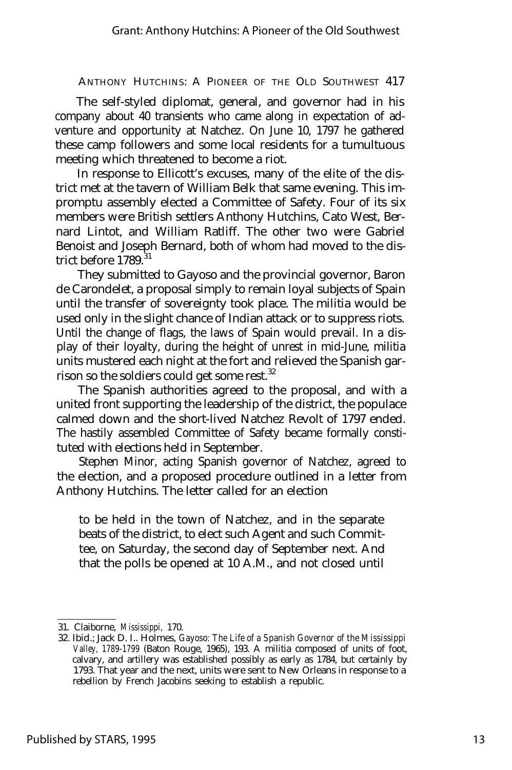The self-styled diplomat, general, and governor had in his company about 40 transients who came along in expectation of adventure and opportunity at Natchez. On June 10, 1797 he gathered these camp followers and some local residents for a tumultuous meeting which threatened to become a riot.

In response to Ellicott's excuses, many of the elite of the district met at the tavern of William Belk that same evening. This impromptu assembly elected a Committee of Safety. Four of its six members were British settlers Anthony Hutchins, Cato West, Bernard Lintot, and William Ratliff. The other two were Gabriel Benoist and Joseph Bernard, both of whom had moved to the district before 1789.[31]

They submitted to Gayoso and the provincial governor, Baron de Carondelet, a proposal simply to remain loyal subjects of Spain until the transfer of sovereignty took place. The militia would be used only in the slight chance of Indian attack or to suppress riots. Until the change of flags, the laws of Spain would prevail. In a display of their loyalty, during the height of unrest in mid-June, militia units mustered each night at the fort and relieved the Spanish garrison so the soldiers could get some rest.[32]

The Spanish authorities agreed to the proposal, and with a united front supporting the leadership of the district, the populace calmed down and the short-lived Natchez Revolt of 1797 ended. The hastily assembled Committee of Safety became formally constituted with elections held in September.

Stephen Minor, acting Spanish governor of Natchez, agreed to the election, and a proposed procedure outlined in a letter from Anthony Hutchins. The letter called for an election

> to be held in the town of Natchez, and in the separate beats of the district, to elect such Agent and such Committee, on Saturday, the second day of September next. And that the polls be opened at 10 A.M., and not closed until

---

31. Claiborne, *Mississippi*, 170.
32. Ibid.; Jack D. L. Holmes, *Gayoso: The Life of a Spanish Governor of the Mississippi Valley, 1789-1799* (Baton Rouge, 1965), 193. A militia composed of units of foot, calvary, and artillery was established possibly as early as 1784, but certainly by 1793. That year and the next, units were sent to New Orleans in response to a rebellion by French Jacobins seeking to establish a republic.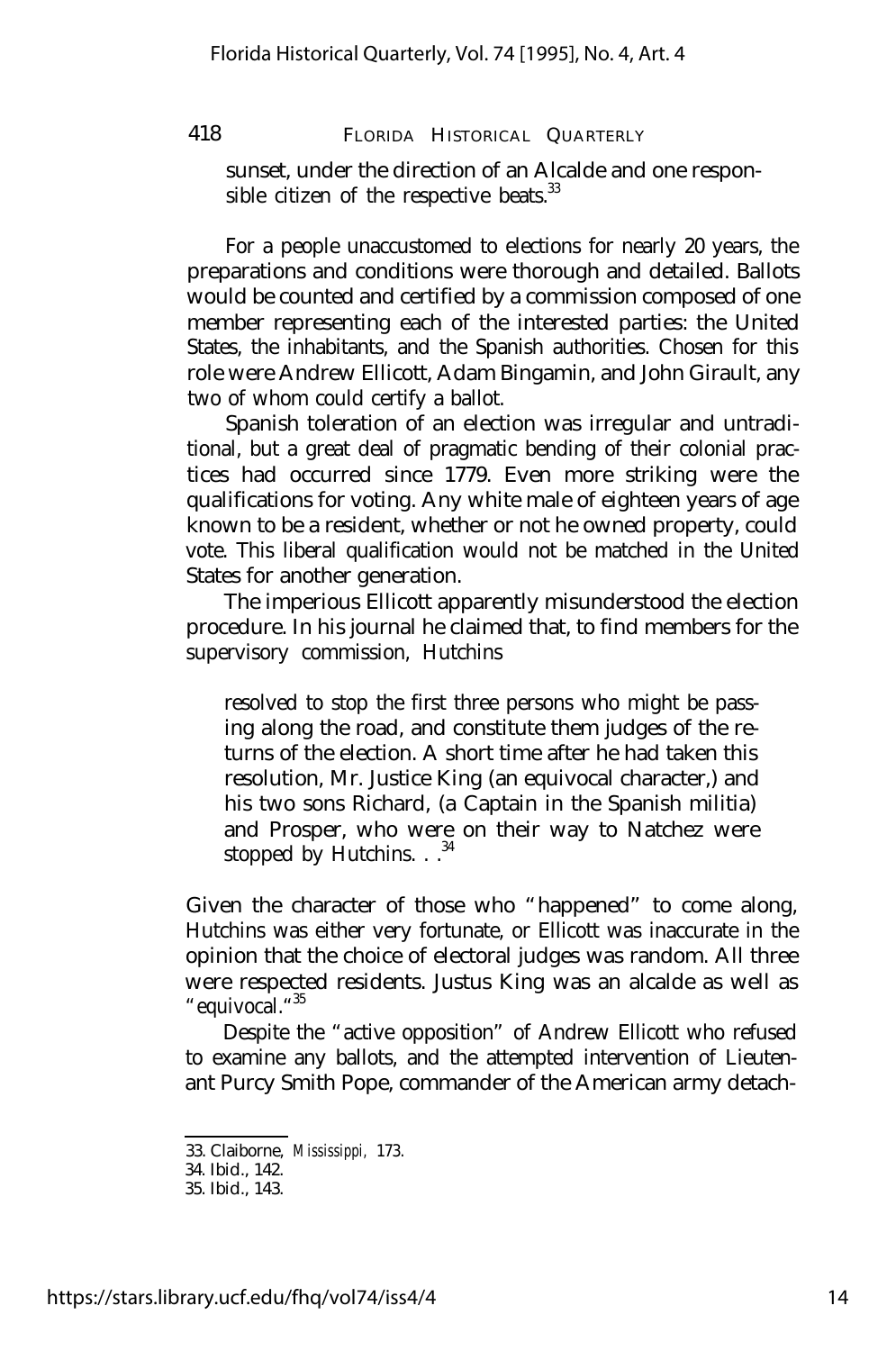sunset, under the direction of an Alcalde and one responsible citizen of the respective beats.[33]

For a people unaccustomed to elections for nearly 20 years, the preparations and conditions were thorough and detailed. Ballots would be counted and certified by a commission composed of one member representing each of the interested parties: the United States, the inhabitants, and the Spanish authorities. Chosen for this role were Andrew Ellicott, Adam Bingamin, and John Girault, any two of whom could certify a ballot.

Spanish toleration of an election was irregular and untraditional, but a great deal of pragmatic bending of their colonial practices had occurred since 1779. Even more striking were the qualifications for voting. Any white male of eighteen years of age known to be a resident, whether or not he owned property, could vote. This liberal qualification would not be matched in the United States for another generation.

The imperious Ellicott apparently misunderstood the election procedure. In his journal he claimed that, to find members for the supervisory commission, Hutchins

> resolved to stop the first three persons who might be passing along the road, and constitute them judges of the returns of the election. A short time after he had taken this resolution, Mr. Justice King (an equivocal character,) and his two sons Richard, (a Captain in the Spanish militia) and Prosper, who were on their way to Natchez were stopped by Hutchins. . .[34]

Given the character of those who "happened" to come along, Hutchins was either very fortunate, or Ellicott was inaccurate in the opinion that the choice of electoral judges was random. All three were respected residents. Justus King was an alcalde as well as "equivocal."[35]

Despite the "active opposition" of Andrew Ellicott who refused to examine any ballots, and the attempted intervention of Lieutenant Purcy Smith Pope, commander of the American army detach-

33. Claiborne, *Mississippi,* 173.
34. Ibid., 142.
35. Ibid., 143.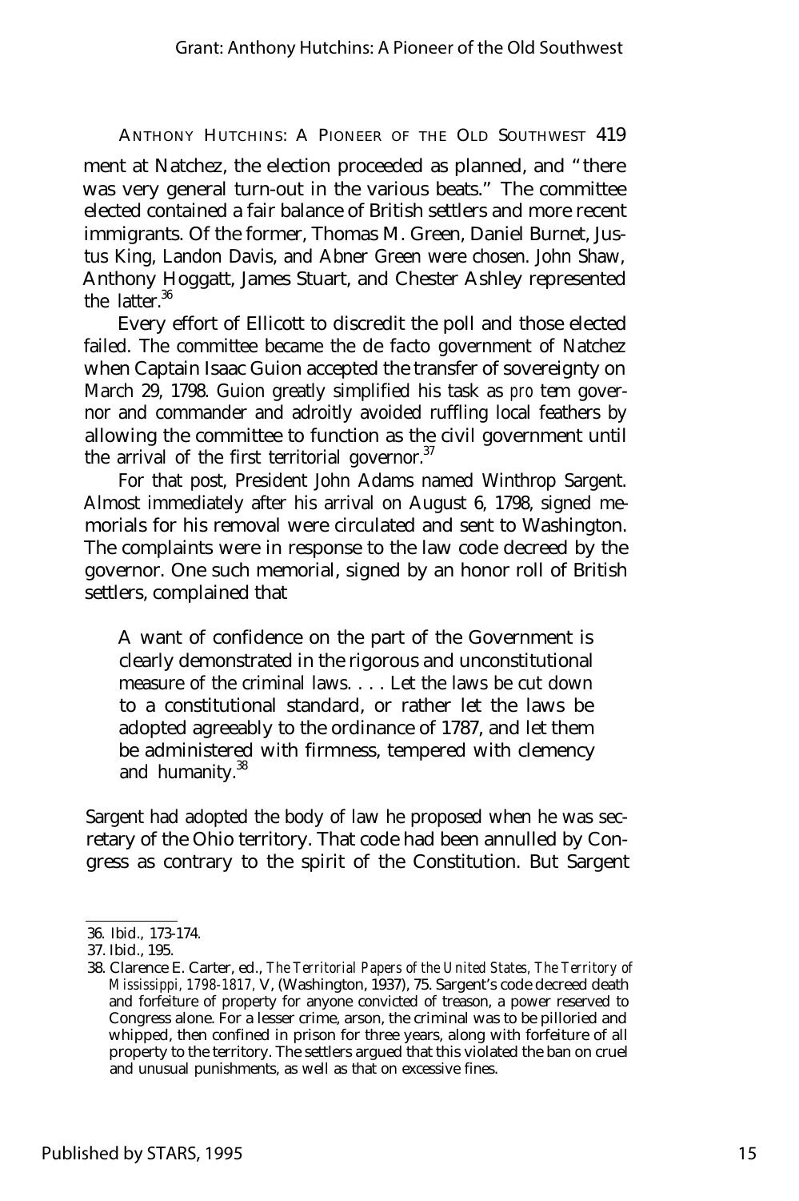ment at Natchez, the election proceeded as planned, and "there was very general turn-out in the various beats." The committee elected contained a fair balance of British settlers and more recent immigrants. Of the former, Thomas M. Green, Daniel Burnet, Justus King, Landon Davis, and Abner Green were chosen. John Shaw, Anthony Hoggatt, James Stuart, and Chester Ashley represented the latter.[36]

Every effort of Ellicott to discredit the poll and those elected failed. The committee became the *de facto* government of Natchez when Captain Isaac Guion accepted the transfer of sovereignty on March 29, 1798. Guion greatly simplified his task as *pro tem* governor and commander and adroitly avoided ruffling local feathers by allowing the committee to function as the civil government until the arrival of the first territorial governor.[37]

For that post, President John Adams named Winthrop Sargent. Almost immediately after his arrival on August 6, 1798, signed memorials for his removal were circulated and sent to Washington. The complaints were in response to the law code decreed by the governor. One such memorial, signed by an honor roll of British settlers, complained that

> A want of confidence on the part of the Government is clearly demonstrated in the rigorous and unconstitutional measure of the criminal laws. . . . Let the laws be cut down to a constitutional standard, or rather let the laws be adopted agreeably to the ordinance of 1787, and let them be administered with firmness, tempered with clemency and humanity.[38]

Sargent had adopted the body of law he proposed when he was secretary of the Ohio territory. That code had been annulled by Congress as contrary to the spirit of the Constitution. But Sargent

---

36. Ibid., 173-174.

37. Ibid., 195.

38. Clarence E. Carter, ed., *The Territorial Papers of the United States, The Territory of Mississippi, 1798-1817*, V, (Washington, 1937), 75. Sargent's code decreed death and forfeiture of property for anyone convicted of treason, a power reserved to Congress alone. For a lesser crime, arson, the criminal was to be pilloried and whipped, then confined in prison for three years, along with forfeiture of all property to the territory. The settlers argued that this violated the ban on cruel and unusual punishments, as well as that on excessive fines.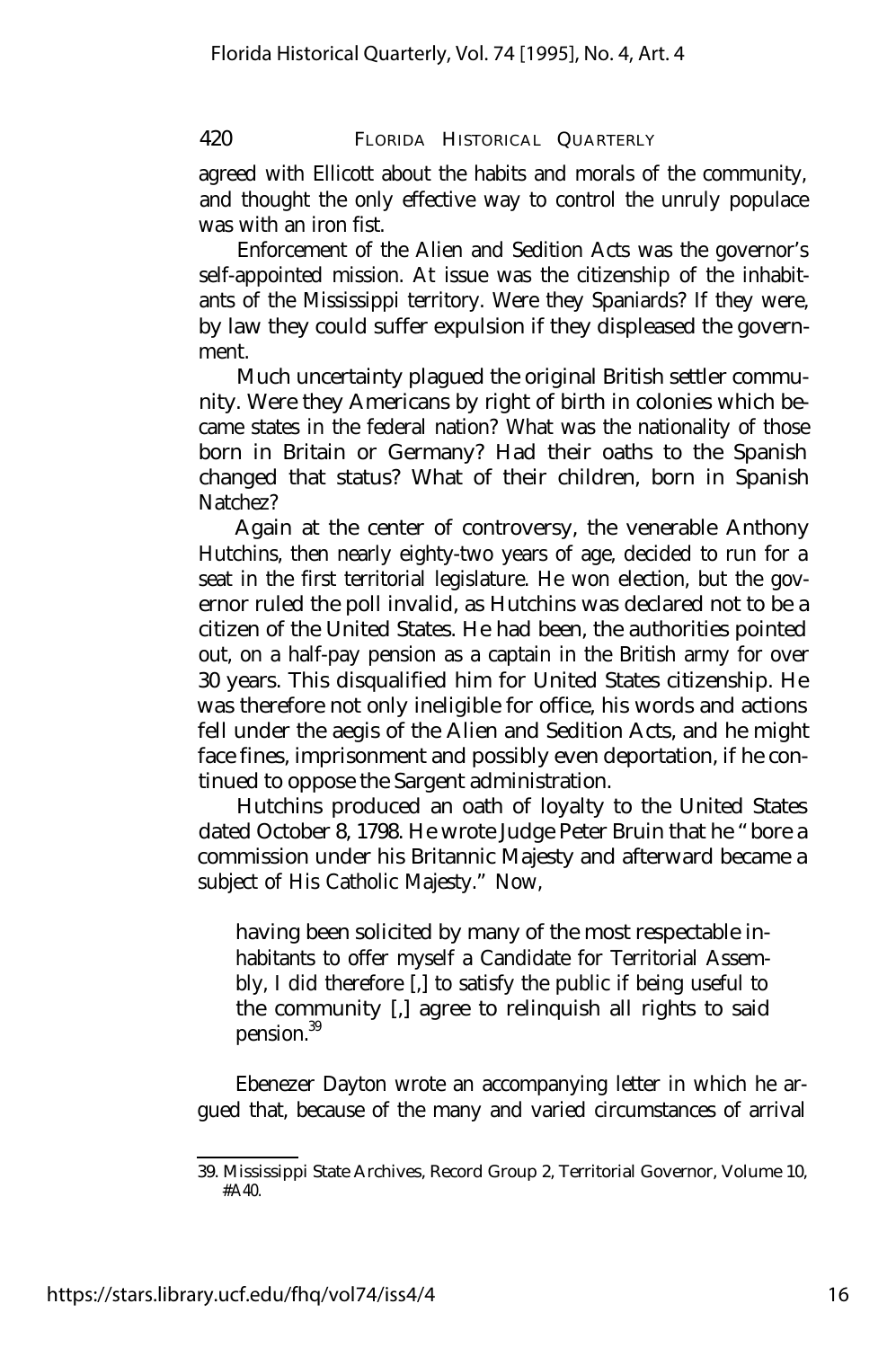agreed with Ellicott about the habits and morals of the community, and thought the only effective way to control the unruly populace was with an iron fist.

Enforcement of the Alien and Sedition Acts was the governor's self-appointed mission. At issue was the citizenship of the inhabitants of the Mississippi territory. Were they Spaniards? If they were, by law they could suffer expulsion if they displeased the government.

Much uncertainty plagued the original British settler community. Were they Americans by right of birth in colonies which became states in the federal nation? What was the nationality of those born in Britain or Germany? Had their oaths to the Spanish changed that status? What of their children, born in Spanish Natchez?

Again at the center of controversy, the venerable Anthony Hutchins, then nearly eighty-two years of age, decided to run for a seat in the first territorial legislature. He won election, but the governor ruled the poll invalid, as Hutchins was declared not to be a citizen of the United States. He had been, the authorities pointed out, on a half-pay pension as a captain in the British army for over 30 years. This disqualified him for United States citizenship. He was therefore not only ineligible for office, his words and actions fell under the aegis of the Alien and Sedition Acts, and he might face fines, imprisonment and possibly even deportation, if he continued to oppose the Sargent administration.

Hutchins produced an oath of loyalty to the United States dated October 8, 1798. He wrote Judge Peter Bruin that he "bore a commission under his Britannic Majesty and afterward became a subject of His Catholic Majesty." Now,

> having been solicited by many of the most respectable inhabitants to offer myself a Candidate for Territorial Assembly, I did therefore [,] to satisfy the public if being useful to the community [,] agree to relinquish all rights to said pension.[39]

Ebenezer Dayton wrote an accompanying letter in which he argued that, because of the many and varied circumstances of arrival

39. Mississippi State Archives, Record Group 2, Territorial Governor, Volume 10, #A40.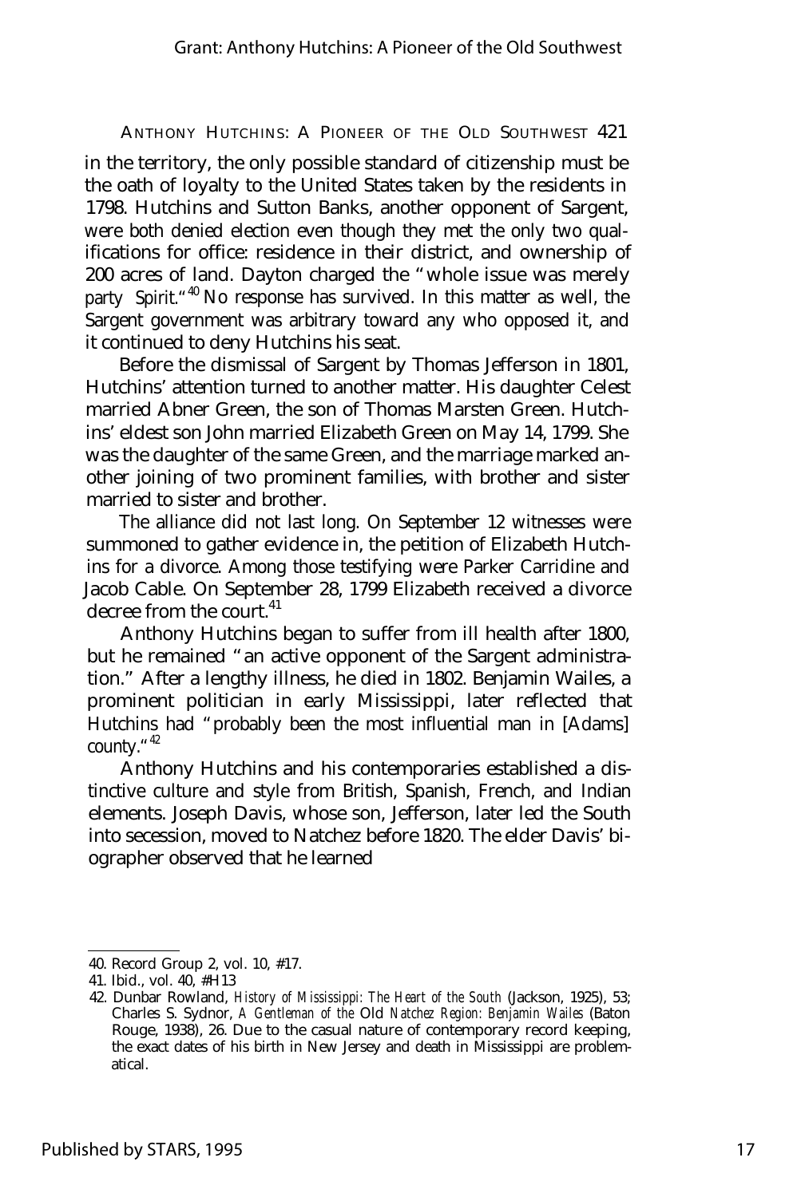in the territory, the only possible standard of citizenship must be the oath of loyalty to the United States taken by the residents in 1798. Hutchins and Sutton Banks, another opponent of Sargent, were both denied election even though they met the only two qualifications for office: residence in their district, and ownership of 200 acres of land. Dayton charged the "whole issue was merely party Spirit."[40] No response has survived. In this matter as well, the Sargent government was arbitrary toward any who opposed it, and it continued to deny Hutchins his seat.

Before the dismissal of Sargent by Thomas Jefferson in 1801, Hutchins' attention turned to another matter. His daughter Celest married Abner Green, the son of Thomas Marsten Green. Hutchins' eldest son John married Elizabeth Green on May 14, 1799. She was the daughter of the same Green, and the marriage marked another joining of two prominent families, with brother and sister married to sister and brother.

The alliance did not last long. On September 12 witnesses were summoned to gather evidence in, the petition of Elizabeth Hutchins for a divorce. Among those testifying were Parker Carridine and Jacob Cable. On September 28, 1799 Elizabeth received a divorce decree from the court.[41]

Anthony Hutchins began to suffer from ill health after 1800, but he remained "an active opponent of the Sargent administration." After a lengthy illness, he died in 1802. Benjamin Wailes, a prominent politician in early Mississippi, later reflected that Hutchins had "probably been the most influential man in [Adams] county."[42]

Anthony Hutchins and his contemporaries established a distinctive culture and style from British, Spanish, French, and Indian elements. Joseph Davis, whose son, Jefferson, later led the South into secession, moved to Natchez before 1820. The elder Davis' biographer observed that he learned

---

40. Record Group 2, vol. 10, #17.

41. Ibid., vol. 40, #H13

42. Dunbar Rowland, *History of Mississippi: The Heart of the South* (Jackson, 1925), 53; Charles S. Sydnor, *A Gentleman of the Old Natchez Region: Benjamin Wailes* (Baton Rouge, 1938), 26. Due to the casual nature of contemporary record keeping, the exact dates of his birth in New Jersey and death in Mississippi are problematical.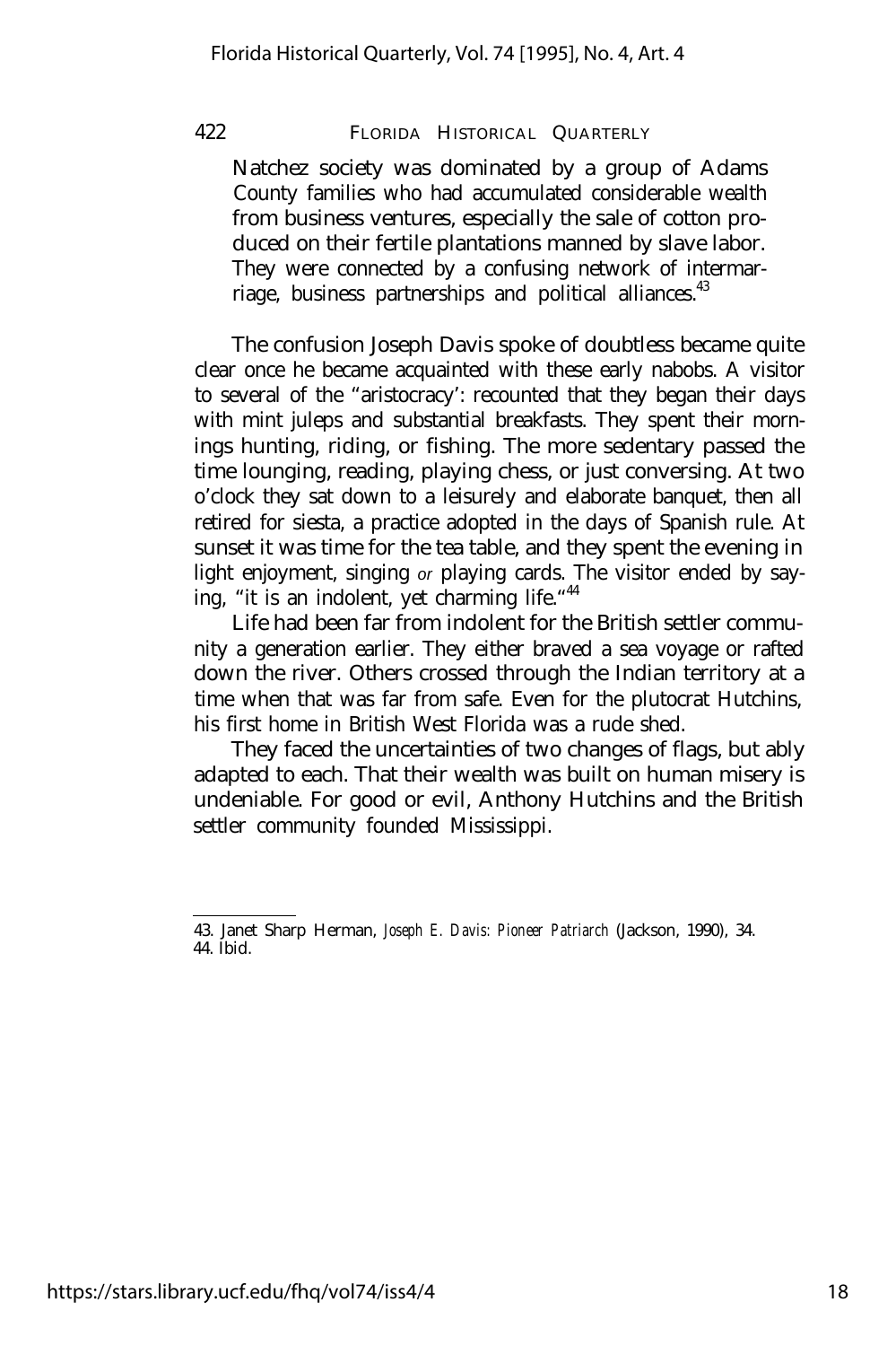> Natchez society was dominated by a group of Adams County families who had accumulated considerable wealth from business ventures, especially the sale of cotton produced on their fertile plantations manned by slave labor. They were connected by a confusing network of intermarriage, business partnerships and political alliances.[43]

The confusion Joseph Davis spoke of doubtless became quite clear once he became acquainted with these early nabobs. A visitor to several of the "aristocracy': recounted that they began their days with mint juleps and substantial breakfasts. They spent their mornings hunting, riding, or fishing. The more sedentary passed the time lounging, reading, playing chess, or just conversing. At two o'clock they sat down to a leisurely and elaborate banquet, then all retired for siesta, a practice adopted in the days of Spanish rule. At sunset it was time for the tea table, and they spent the evening in light enjoyment, singing *or* playing cards. The visitor ended by saying, "it is an indolent, yet charming life."[44]

Life had been far from indolent for the British settler community a generation earlier. They either braved a sea voyage or rafted down the river. Others crossed through the Indian territory at a time when that was far from safe. Even for the plutocrat Hutchins, his first home in British West Florida was a rude shed.

They faced the uncertainties of two changes of flags, but ably adapted to each. That their wealth was built on human misery is undeniable. For good or evil, Anthony Hutchins and the British settler community founded Mississippi.

---

43. Janet Sharp Herman, *Joseph E. Davis: Pioneer Patriarch* (Jackson, 1990), 34.
44. Ibid.